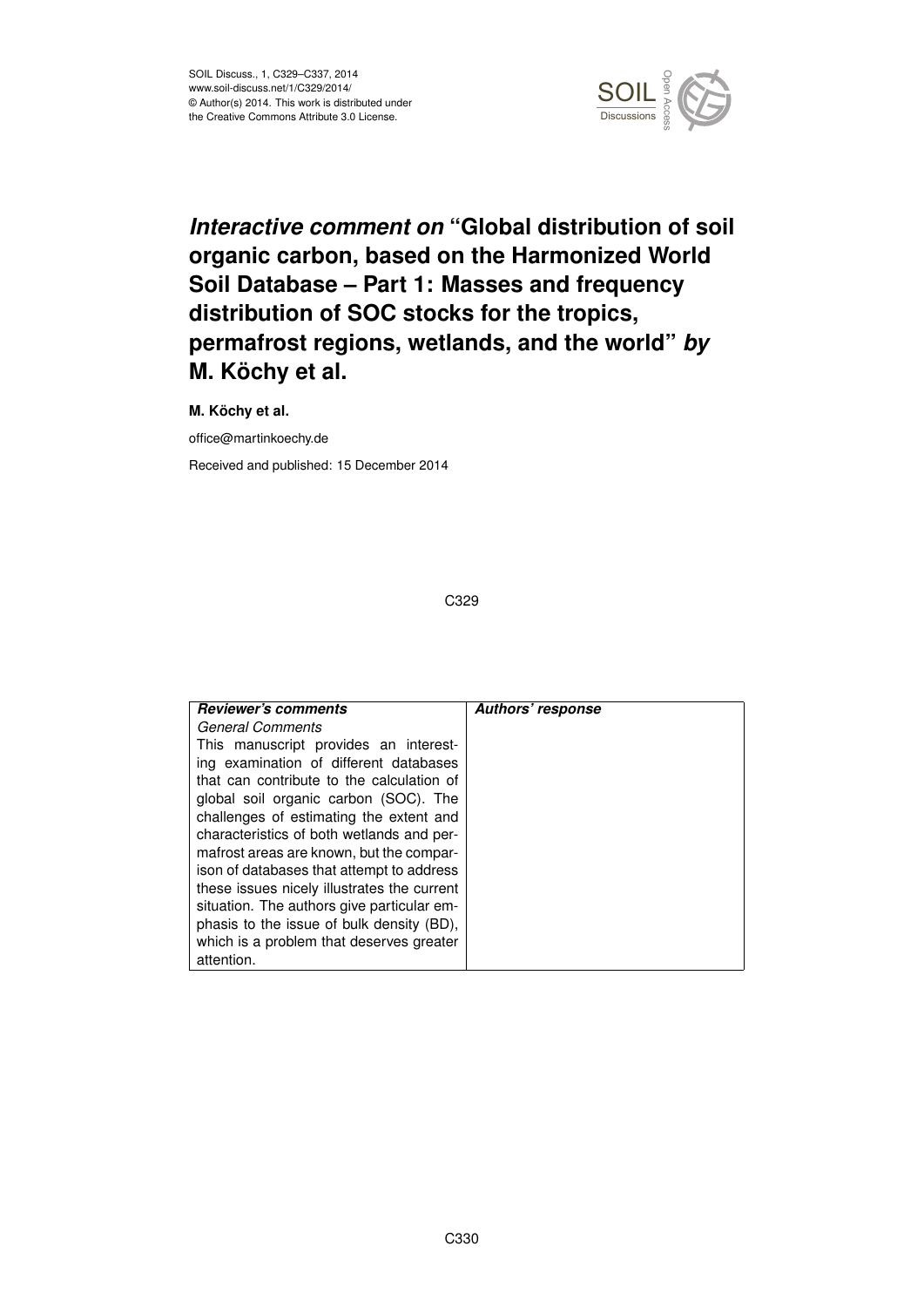# *Interactive comment on* "Global distribution of soil organic carbon, based on the Harmonized World Soil Database – Part 1: Masses and frequency distribution of SOC stocks for the tropics, permafrost regions, wetlands, and the world" *by* M. Köchy et al.

**M. Köchy et al.**

office@martinkoechy.de

Received and published: 15 December 2014

| *Reviewer's comments* | *Authors' response* |
| --- | --- |
| *General Comments*<br>This manuscript provides an interesting examination of different databases that can contribute to the calculation of global soil organic carbon (SOC). The challenges of estimating the extent and characteristics of both wetlands and permafrost areas are known, but the comparison of databases that attempt to address these issues nicely illustrates the current situation. The authors give particular emphasis to the issue of bulk density (BD), which is a problem that deserves greater attention. | |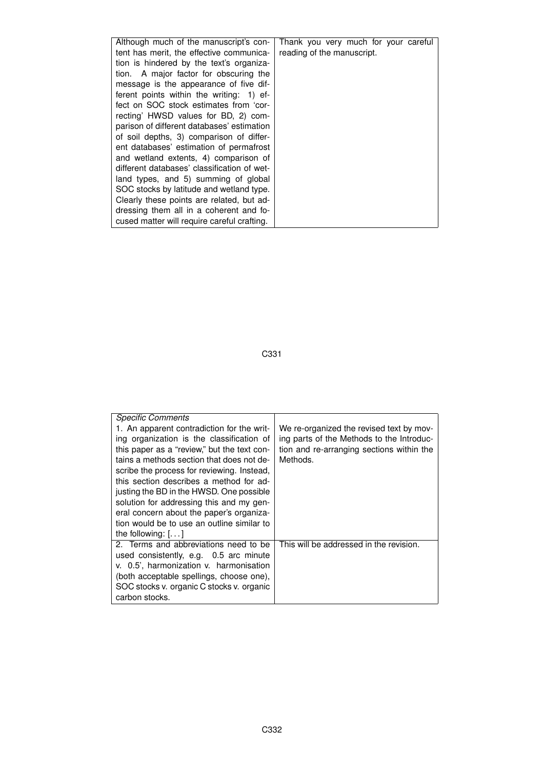| | |
|---|---|
| Although much of the manuscript's content has merit, the effective communication is hindered by the text's organization. A major factor for obscuring the message is the appearance of five different points within the writing: 1) effect on SOC stock estimates from 'correcting' HWSD values for BD, 2) comparison of different databases' estimation of soil depths, 3) comparison of different databases' estimation of permafrost and wetland extents, 4) comparison of different databases' classification of wetland types, and 5) summing of global SOC stocks by latitude and wetland type. Clearly these points are related, but addressing them all in a coherent and focused matter will require careful crafting. | Thank you very much for your careful reading of the manuscript. |

| | |
|---|---|
| *Specific Comments*<br>1. An apparent contradiction for the writing organization is the classification of this paper as a "review," but the text contains a methods section that does not describe the process for reviewing. Instead, this section describes a method for adjusting the BD in the HWSD. One possible solution for addressing this and my general concern about the paper's organization would be to use an outline similar to the following: [. . . ] | We re-organized the revised text by moving parts of the Methods to the Introduction and re-arranging sections within the Methods. |
| 2. Terms and abbreviations need to be used consistently, e.g. 0.5 arc minute v. 0.5', harmonization v. harmonisation (both acceptable spellings, choose one), SOC stocks v. organic C stocks v. organic carbon stocks. | This will be addressed in the revision. |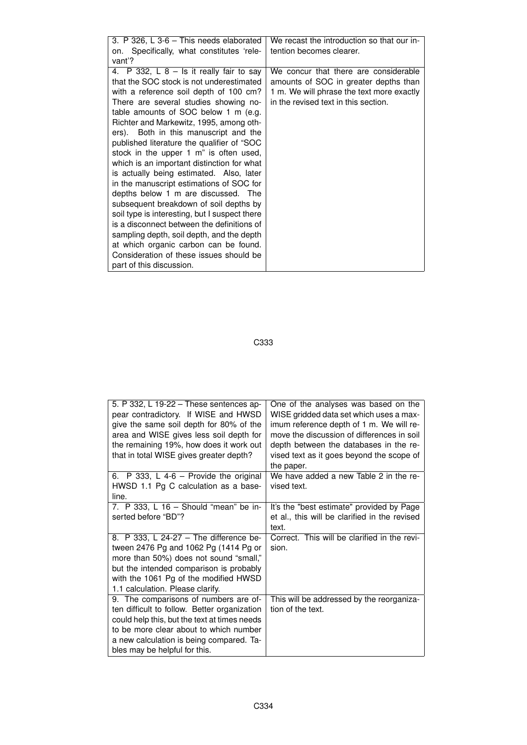| | |
|---|---|
| 3. P 326, L 3-6 – This needs elaborated on. Specifically, what constitutes 'relevant'? | We recast the introduction so that our intention becomes clearer. |
| 4. P 332, L 8 – Is it really fair to say that the SOC stock is not underestimated with a reference soil depth of 100 cm? There are several studies showing notable amounts of SOC below 1 m (e.g. Richter and Markewitz, 1995, among others). Both in this manuscript and the published literature the qualifier of "SOC stock in the upper 1 m" is often used, which is an important distinction for what is actually being estimated. Also, later in the manuscript estimations of SOC for depths below 1 m are discussed. The subsequent breakdown of soil depths by soil type is interesting, but I suspect there is a disconnect between the definitions of sampling depth, soil depth, and the depth at which organic carbon can be found. Consideration of these issues should be part of this discussion. | We concur that there are considerable amounts of SOC in greater depths than 1 m. We will phrase the text more exactly in the revised text in this section. |
| 5. P 332, L 19-22 – These sentences appear contradictory. If WISE and HWSD give the same soil depth for 80% of the area and WISE gives less soil depth for the remaining 19%, how does it work out that in total WISE gives greater depth? | One of the analyses was based on the WISE gridded data set which uses a maximum reference depth of 1 m. We will remove the discussion of differences in soil depth between the databases in the revised text as it goes beyond the scope of the paper. |
| 6. P 333, L 4-6 – Provide the original HWSD 1.1 Pg C calculation as a baseline. | We have added a new Table 2 in the revised text. |
| 7. P 333, L 16 – Should "mean" be inserted before "BD"? | It's the "best estimate" provided by Page et al., this will be clarified in the revised text. |
| 8. P 333, L 24-27 – The difference between 2476 Pg and 1062 Pg (1414 Pg or more than 50%) does not sound "small," but the intended comparison is probably with the 1061 Pg of the modified HWSD 1.1 calculation. Please clarify. | Correct. This will be clarified in the revision. |
| 9. The comparisons of numbers are often difficult to follow. Better organization could help this, but the text at times needs to be more clear about which number a new calculation is being compared. Tables may be helpful for this. | This will be addressed by the reorganization of the text. |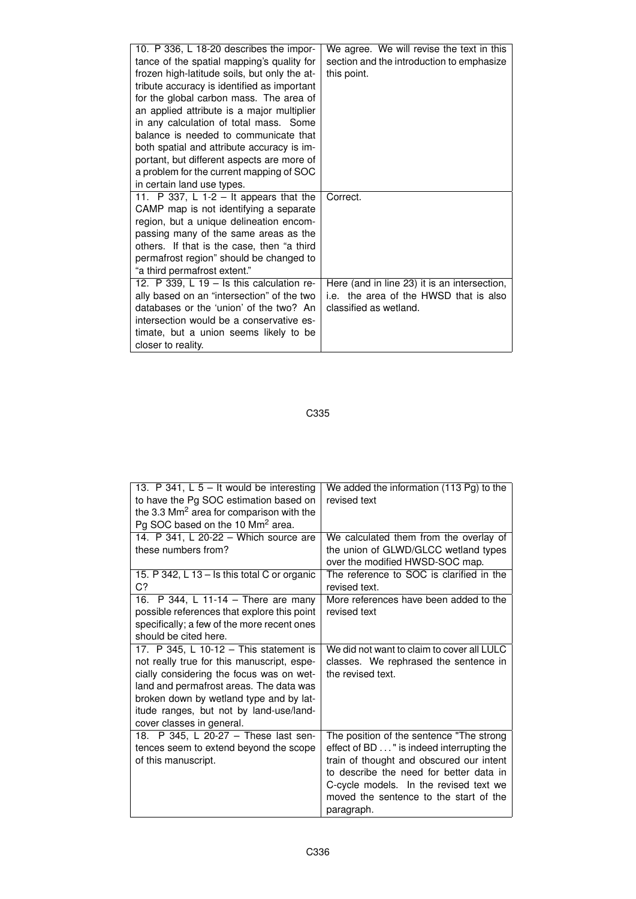| | |
|---|---|
| 10. P 336, L 18-20 describes the importance of the spatial mapping's quality for frozen high-latitude soils, but only the attribute accuracy is identified as important for the global carbon mass. The area of an applied attribute is a major multiplier in any calculation of total mass. Some balance is needed to communicate that both spatial and attribute accuracy is important, but different aspects are more of a problem for the current mapping of SOC in certain land use types. | We agree. We will revise the text in this section and the introduction to emphasize this point. |
| 11. P 337, L 1-2 – It appears that the CAMP map is not identifying a separate region, but a unique delineation encompassing many of the same areas as the others. If that is the case, then "a third permafrost region" should be changed to "a third permafrost extent." | Correct. |
| 12. P 339, L 19 – Is this calculation really based on an "intersection" of the two databases or the 'union' of the two? An intersection would be a conservative estimate, but a union seems likely to be closer to reality. | Here (and in line 23) it is an intersection, i.e. the area of the HWSD that is also classified as wetland. |

| | |
|---|---|
| 13. P 341, L 5 – It would be interesting to have the Pg SOC estimation based on the 3.3 $Mm^2$ area for comparison with the Pg SOC based on the 10 $Mm^2$ area. | We added the information (113 Pg) to the revised text |
| 14. P 341, L 20-22 – Which source are these numbers from? | We calculated them from the overlay of the union of GLWD/GLCC wetland types over the modified HWSD-SOC map. |
| 15. P 342, L 13 – Is this total C or organic C? | The reference to SOC is clarified in the revised text. |
| 16. P 344, L 11-14 – There are many possible references that explore this point specifically; a few of the more recent ones should be cited here. | More references have been added to the revised text |
| 17. P 345, L 10-12 – This statement is not really true for this manuscript, especially considering the focus was on wetland and permafrost areas. The data was broken down by wetland type and by latitude ranges, but not by land-use/land-cover classes in general. | We did not want to claim to cover all LULC classes. We rephrased the sentence in the revised text. |
| 18. P 345, L 20-27 – These last sentences seem to extend beyond the scope of this manuscript. | The position of the sentence "The strong effect of BD . . ." is indeed interrupting the train of thought and obscured our intent to describe the need for better data in C-cycle models. In the revised text we moved the sentence to the start of the paragraph. |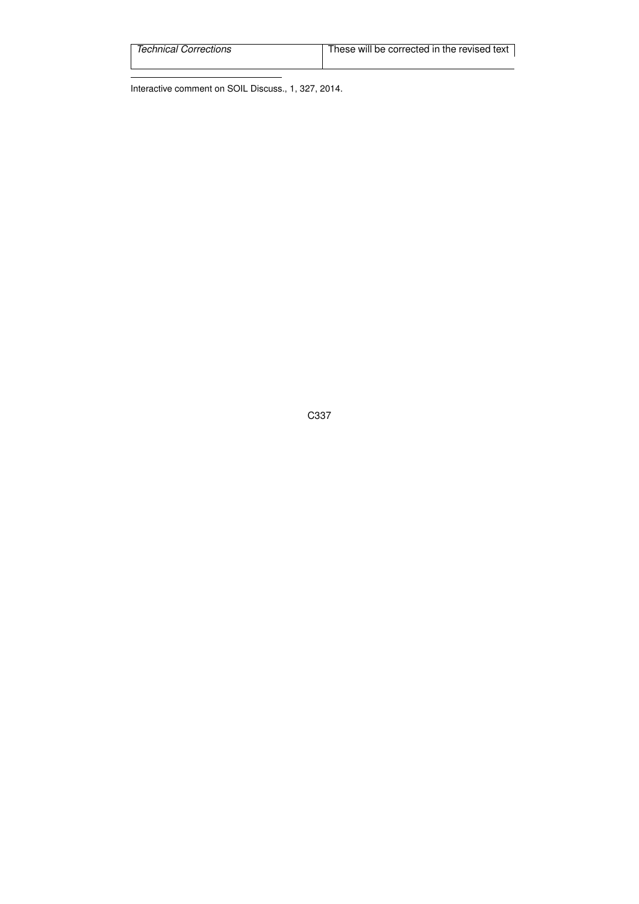| | |
|---|---|
| *Technical Corrections* | These will be corrected in the revised text |

Interactive comment on SOIL Discuss., 1, 327, 2014.